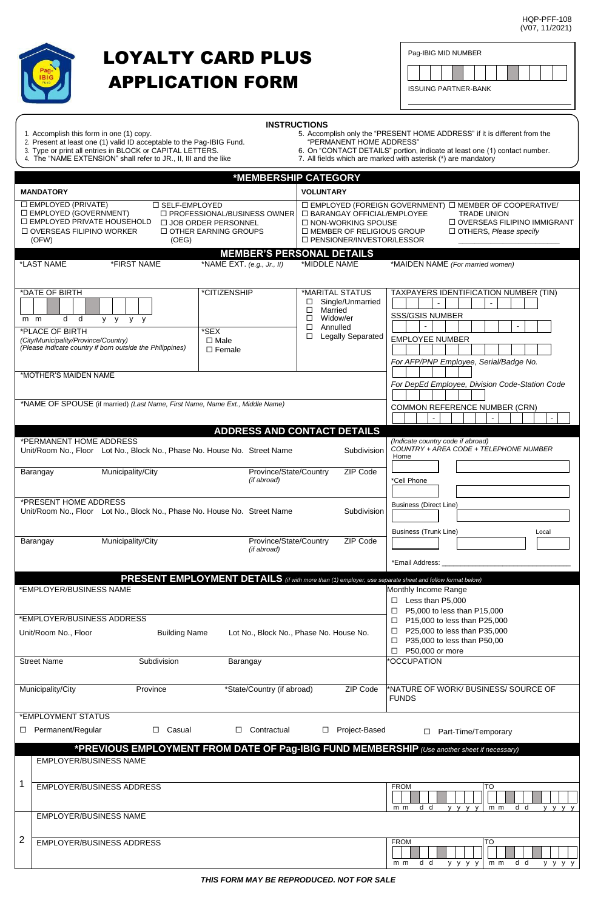HQP-PFF-108
(V07, 11/2021)

# LOYALTY CARD PLUS APPLICATION FORM

Pag-IBIG MID NUMBER

ISSUING PARTNER-BANK

## INSTRUCTIONS

1. Accomplish this form in one (1) copy.
2. Present at least one (1) valid ID acceptable to the Pag-IBIG Fund.
3. Type or print all entries in BLOCK or CAPITAL LETTERS.
4. The "NAME EXTENSION" shall refer to JR., II, III and the like
5. Accomplish only the "PRESENT HOME ADDRESS" if it is different from the "PERMANENT HOME ADDRESS"
6. On "CONTACT DETAILS" portion, indicate at least one (1) contact number.
7. All fields which are marked with asterisk (*) are mandatory

## *MEMBERSHIP CATEGORY

| MANDATORY | | VOLUNTARY | |
|---|---|---|---|
| ☐ EMPLOYED (PRIVATE)<br>☐ EMPLOYED (GOVERNMENT)<br>☐ EMPLOYED PRIVATE HOUSEHOLD<br>☐ OVERSEAS FILIPINO WORKER (OFW) | ☐ SELF-EMPLOYED<br>☐ PROFESSIONAL/BUSINESS OWNER<br>☐ JOB ORDER PERSONNEL<br>☐ OTHER EARNING GROUPS (OEG) | ☐ EMPLOYED (FOREIGN GOVERNMENT)<br>☐ BARANGAY OFFICIAL/EMPLOYEE<br>☐ NON-WORKING SPOUSE<br>☐ MEMBER OF RELIGIOUS GROUP<br>☐ PENSIONER/INVESTOR/LESSOR | ☐ MEMBER OF COOPERATIVE/ TRADE UNION<br>☐ OVERSEAS FILIPINO IMMIGRANT<br>☐ OTHERS, *Please specify* ________ |

## MEMBER'S PERSONAL DETAILS

| *LAST NAME | *FIRST NAME | *NAME EXT. *(e.g., Jr., II)* | *MIDDLE NAME | *MAIDEN NAME *(For married women)* |
|---|---|---|---|---|
| | | | | |

| *DATE OF BIRTH (m m d d y y y y) | *CITIZENSHIP | *MARITAL STATUS | TAXPAYERS IDENTIFICATION NUMBER (TIN) |
|---|---|---|---|
| | | ☐ Single/Unmarried<br>☐ Married<br>☐ Widow/er<br>☐ Annulled<br>☐ Legally Separated | SSS/GSIS NUMBER |
| *PLACE OF BIRTH<br>*(City/Municipality/Province/Country)*<br>*(Please indicate country if born outside the Philippines)* | *SEX<br>☐ Male<br>☐ Female | | EMPLOYEE NUMBER<br><br>*For AFP/PNP Employee, Serial/Badge No.* |
| *MOTHER'S MAIDEN NAME | | | *For DepEd Employee, Division Code-Station Code* |
| *NAME OF SPOUSE (if married) *(Last Name, First Name, Name Ext., Middle Name)* | | | COMMON REFERENCE NUMBER (CRN) |

## ADDRESS AND CONTACT DETAILS

| *PERMANENT HOME ADDRESS | | | | | *(Indicate country code if abroad)*<br>*COUNTRY + AREA CODE + TELEPHONE NUMBER* |
|---|---|---|---|---|---|
| Unit/Room No., Floor | Lot No., Block No., Phase No. House No. | Street Name | | Subdivision | Home |
| Barangay | Municipality/City | Province/State/Country *(if abroad)* | | ZIP Code | *Cell Phone |
| *PRESENT HOME ADDRESS | | | | | |
| Unit/Room No., Floor | Lot No., Block No., Phase No. House No. | Street Name | | Subdivision | Business (Direct Line) |
| Barangay | Municipality/City | Province/State/Country *(if abroad)* | | ZIP Code | Business (Trunk Line) Local |
| | | | | | *Email Address: ________ |

## PRESENT EMPLOYMENT DETAILS *(if with more than (1) employer, use separate sheet and follow format below)*

| *EMPLOYER/BUSINESS NAME | | | | Monthly Income Range<br>☐ Less than P5,000<br>☐ P5,000 to less than P15,000<br>☐ P15,000 to less than P25,000<br>☐ P25,000 to less than P35,000<br>☐ P35,000 to less than P50,00<br>☐ P50,000 or more |
|---|---|---|---|---|
| *EMPLOYER/BUSINESS ADDRESS<br>Unit/Room No., Floor | Building Name | Lot No., Block No., Phase No. House No. | | |
| Street Name | Subdivision | Barangay | | *OCCUPATION |
| Municipality/City | Province | *State/Country (if abroad) | ZIP Code | *NATURE OF WORK/ BUSINESS/ SOURCE OF FUNDS |

*EMPLOYMENT STATUS

☐ Permanent/Regular ☐ Casual ☐ Contractual ☐ Project-Based ☐ Part-Time/Temporary

## *PREVIOUS EMPLOYMENT FROM DATE OF Pag-IBIG FUND MEMBERSHIP *(Use another sheet if necessary)*

| | | | |
|---|---|---|---|
| 1 | EMPLOYER/BUSINESS NAME | | |
| | EMPLOYER/BUSINESS ADDRESS | FROM (m m d d y y y y) | TO (m m d d y y y y) |
| 2 | EMPLOYER/BUSINESS NAME | | |
| | EMPLOYER/BUSINESS ADDRESS | FROM (m m d d y y y y) | TO (m m d d y y y y) |

***THIS FORM MAY BE REPRODUCED. NOT FOR SALE***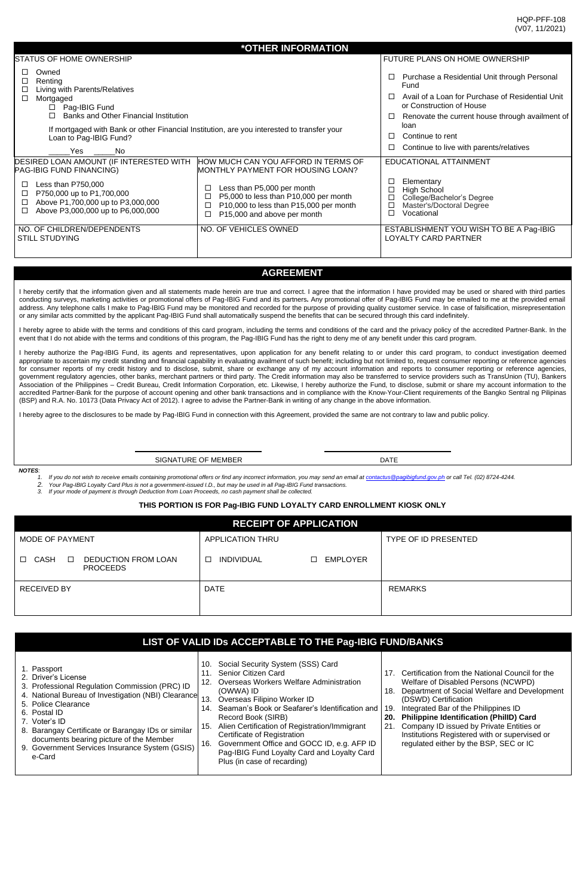HQP-PFF-108
(V07, 11/2021)

## *OTHER INFORMATION

| STATUS OF HOME OWNERSHIP | | FUTURE PLANS ON HOME OWNERSHIP |
|---|---|---|
| ☐ Owned<br>☐ Renting<br>☐ Living with Parents/Relatives<br>☐ Mortgaged<br>  ☐ Pag-IBIG Fund<br>  ☐ Banks and Other Financial Institution<br><br>If mortgaged with Bank or other Financial Institution, are you interested to transfer your Loan to Pag-IBIG Fund?<br><br>_____Yes _____No | | ☐ Purchase a Residential Unit through Personal Fund<br>☐ Avail of a Loan for Purchase of Residential Unit or Construction of House<br>☐ Renovate the current house through availment of loan<br>☐ Continue to rent<br>☐ Continue to live with parents/relatives |
| DESIRED LOAN AMOUNT (IF INTERESTED WITH PAG-IBIG FUND FINANCING)<br><br>☐ Less than P750,000<br>☐ P750,000 up to P1,700,000<br>☐ Above P1,700,000 up to P3,000,000<br>☐ Above P3,000,000 up to P6,000,000 | HOW MUCH CAN YOU AFFORD IN TERMS OF MONTHLY PAYMENT FOR HOUSING LOAN?<br><br>☐ Less than P5,000 per month<br>☐ P5,000 to less than P10,000 per month<br>☐ P10,000 to less than P15,000 per month<br>☐ P15,000 and above per month | EDUCATIONAL ATTAINMENT<br><br>☐ Elementary<br>☐ High School<br>☐ College/Bachelor's Degree<br>☐ Master's/Doctoral Degree<br>☐ Vocational |
| NO. OF CHILDREN/DEPENDENTS STILL STUDYING | NO. OF VEHICLES OWNED | ESTABLISHMENT YOU WISH TO BE A Pag-IBIG LOYALTY CARD PARTNER |

## AGREEMENT

I hereby certify that the information given and all statements made herein are true and correct. I agree that the information I have provided may be used or shared with third parties conducting surveys, marketing activities or promotional offers of Pag-IBIG Fund and its partners**.** Any promotional offer of Pag-IBIG Fund may be emailed to me at the provided email address. Any telephone calls I make to Pag-IBIG Fund may be monitored and recorded for the purpose of providing quality customer service. In case of falsification, misrepresentation or any similar acts committed by the applicant Pag-IBIG Fund shall automatically suspend the benefits that can be secured through this card indefinitely.

I hereby agree to abide with the terms and conditions of this card program, including the terms and conditions of the card and the privacy policy of the accredited Partner-Bank. In the event that I do not abide with the terms and conditions of this program, the Pag-IBIG Fund has the right to deny me of any benefit under this card program.

I hereby authorize the Pag-IBIG Fund, its agents and representatives, upon application for any benefit relating to or under this card program, to conduct investigation deemed appropriate to ascertain my credit standing and financial capability in evaluating availment of such benefit; including but not limited to, request consumer reporting or reference agencies for consumer reports of my credit history and to disclose, submit, share or exchange any of my account information and reports to consumer reporting or reference agencies, government regulatory agencies, other banks, merchant partners or third party. The Credit information may also be transferred to service providers such as TransUnion (TU), Bankers Association of the Philippines – Credit Bureau, Credit Information Corporation, etc. Likewise, I hereby authorize the Fund, to disclose, submit or share my account information to the accredited Partner-Bank for the purpose of account opening and other bank transactions and in compliance with the Know-Your-Client requirements of the Bangko Sentral ng Pilipinas (BSP) and R.A. No. 10173 (Data Privacy Act of 2012). I agree to advise the Partner-Bank in writing of any change in the above information.

I hereby agree to the disclosures to be made by Pag-IBIG Fund in connection with this Agreement, provided the same are not contrary to law and public policy.

SIGNATURE OF MEMBER　　　　　　DATE

***NOTES**:*

1. *If you do not wish to receive emails containing promotional offers or find any incorrect information, you may send an email at contactus@pagibigfund.gov.ph or call Tel. (02) 8724-4244.*
2. *Your Pag-IBIG Loyalty Card Plus is not a government-issued I.D., but may be used in all Pag-IBIG Fund transactions.*
3. *If your mode of payment is through Deduction from Loan Proceeds, no cash payment shall be collected.*

**THIS PORTION IS FOR Pag-IBIG FUND LOYALTY CARD ENROLLMENT KIOSK ONLY**

## RECEIPT OF APPLICATION

| MODE OF PAYMENT | APPLICATION THRU | TYPE OF ID PRESENTED |
|---|---|---|
| ☐ CASH ☐ DEDUCTION FROM LOAN PROCEEDS | ☐ INDIVIDUAL ☐ EMPLOYER | |
| RECEIVED BY | DATE | REMARKS |

## LIST OF VALID IDs ACCEPTABLE TO THE Pag-IBIG FUND/BANKS

1. Passport
2. Driver's License
3. Professional Regulation Commission (PRC) ID
4. National Bureau of Investigation (NBI) Clearance
5. Police Clearance
6. Postal ID
7. Voter's ID
8. Barangay Certificate or Barangay IDs or similar documents bearing picture of the Member
9. Government Services Insurance System (GSIS) e-Card
10. Social Security System (SSS) Card
11. Senior Citizen Card
12. Overseas Workers Welfare Administration (OWWA) ID
13. Overseas Filipino Worker ID
14. Seaman's Book or Seafarer's Identification and Record Book (SIRB)
15. Alien Certification of Registration/Immigrant Certificate of Registration
16. Government Office and GOCC ID, e.g. AFP ID Pag-IBIG Fund Loyalty Card and Loyalty Card Plus (in case of recarding)
17. Certification from the National Council for the Welfare of Disabled Persons (NCWPD)
18. Department of Social Welfare and Development (DSWD) Certification
19. Integrated Bar of the Philippines ID
20. **Philippine Identification (PhilID) Card**
21. Company ID issued by Private Entities or Institutions Registered with or supervised or regulated either by the BSP, SEC or IC